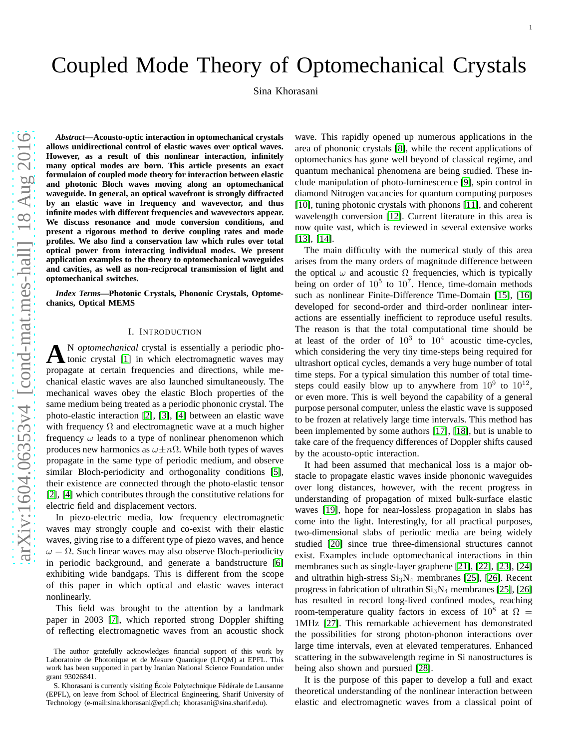# Coupled Mode Theory of Optomechanical Crystals

Sina Khorasani

***Abstract*—Acousto-optic interaction in optomechanical crystals allows unidirectional control of elastic waves over optical waves. However, as a result of this nonlinear interaction, infinitely many optical modes are born. This article presents an exact formulaion of coupled mode theory for interaction between elastic and photonic Bloch waves moving along an optomechanical waveguide. In general, an optical wavefront is strongly diffracted by an elastic wave in frequency and wavevector, and thus infinite modes with different frequencies and wavevectors appear. We discuss resonance and mode conversion conditions, and present a rigorous method to derive coupling rates and mode profiles. We also find a conservation law which rules over total optical power from interacting individual modes. We present application examples to the theory to optomechanical waveguides and cavities, as well as non-reciprocal transmission of light and optomechanical switches.**

***Index Terms*—Photonic Crystals, Phononic Crystals, Optomechanics, Optical MEMS**

## I. Introduction

An *optomechanical* crystal is essentially a periodic photonic crystal [1] in which electromagnetic waves may propagate at certain frequencies and directions, while mechanical elastic waves are also launched simultaneously. The mechanical waves obey the elastic Bloch properties of the same medium being treated as a periodic phononic crystal. The photo-elastic interaction [2], [3], [4] between an elastic wave with frequency $\Omega$ and electromagnetic wave at a much higher frequency $\omega$ leads to a type of nonlinear phenomenon which produces new harmonics as $\omega \pm n\Omega$. While both types of waves propagate in the same type of periodic medium, and observe similar Bloch-periodicity and orthogonality conditions [5], their existence are connected through the photo-elastic tensor [2], [4] which contributes through the constitutive relations for electric field and displacement vectors.

In piezo-electric media, low frequency electromagnetic waves may strongly couple and co-exist with their elastic waves, giving rise to a different type of piezo waves, and hence $\omega = \Omega$. Such linear waves may also observe Bloch-periodicity in periodic background, and generate a bandstructure [6] exhibiting wide bandgaps. This is different from the scope of this paper in which optical and elastic waves interact nonlinearly.

This field was brought to the attention by a landmark paper in 2003 [7], which reported strong Doppler shifting of reflecting electromagnetic waves from an acoustic shock wave. This rapidly opened up numerous applications in the area of phononic crystals [8], while the recent applications of optomechanics has gone well beyond of classical regime, and quantum mechanical phenomena are being studied. These include manipulation of photo-luminescence [9], spin control in diamond Nitrogen vacancies for quantum computing purposes [10], tuning photonic crystals with phonons [11], and coherent wavelength conversion [12]. Current literature in this area is now quite vast, which is reviewed in several extensive works [13], [14].

The main difficulty with the numerical study of this area arises from the many orders of magnitude difference between the optical $\omega$ and acoustic $\Omega$ frequencies, which is typically being on order of $10^5$ to $10^7$. Hence, time-domain methods such as nonlinear Finite-Difference Time-Domain [15], [16] developed for second-order and third-order nonlinear interactions are essentially inefficient to reproduce useful results. The reason is that the total computational time should be at least of the order of $10^3$ to $10^4$ acoustic time-cycles, which considering the very tiny time-steps being required for ultrashort optical cycles, demands a very huge number of total time steps. For a typical simulation this number of total time-steps could easily blow up to anywhere from $10^9$ to $10^{12}$, or even more. This is well beyond the capability of a general purpose personal computer, unless the elastic wave is supposed to be frozen at relatively large time intervals. This method has been implemented by some authors [17], [18], but is unable to take care of the frequency differences of Doppler shifts caused by the acousto-optic interaction.

It had been assumed that mechanical loss is a major obstacle to propagate elastic waves inside phononic waveguides over long distances, however, with the recent progress in understanding of propagation of mixed bulk-surface elastic waves [19], hope for near-lossless propagation in slabs has come into the light. Interestingly, for all practical purposes, two-dimensional slabs of periodic media are being widely studied [20] since true three-dimensional structures cannot exist. Examples include optomechanical interactions in thin membranes such as single-layer graphene [21], [22], [23], [24] and ultrathin high-stress $Si_3N_4$ membranes [25], [26]. Recent progress in fabrication of ultrathin $Si_3N_4$ membranes [25], [26] has resulted in record long-lived confined modes, reaching room-temperature quality factors in excess of $10^8$ at $\Omega = 1\text{MHz}$ [27]. This remarkable achievement has demonstrated the possibilities for strong photon-phonon interactions over large time intervals, even at elevated temperatures. Enhanced scattering in the subwavelength regime in Si nanostructures is being also shown and pursued [28].

It is the purpose of this paper to develop a full and exact theoretical understanding of the nonlinear interaction between elastic and electromagnetic waves from a classical point of

The author gratefully acknowledges financial support of this work by Laboratoire de Photonique et de Mesure Quantique (LPQM) at EPFL. This work has been supported in part by Iranian National Science Foundation under grant 93026841.

S. Khorasani is currently visiting École Polytechnique Fédérale de Lausanne (EPFL), on leave from School of Electrical Engineering, Sharif University of Technology (e-mail:sina.khorasani@epfl.ch; khorasani@sina.sharif.edu).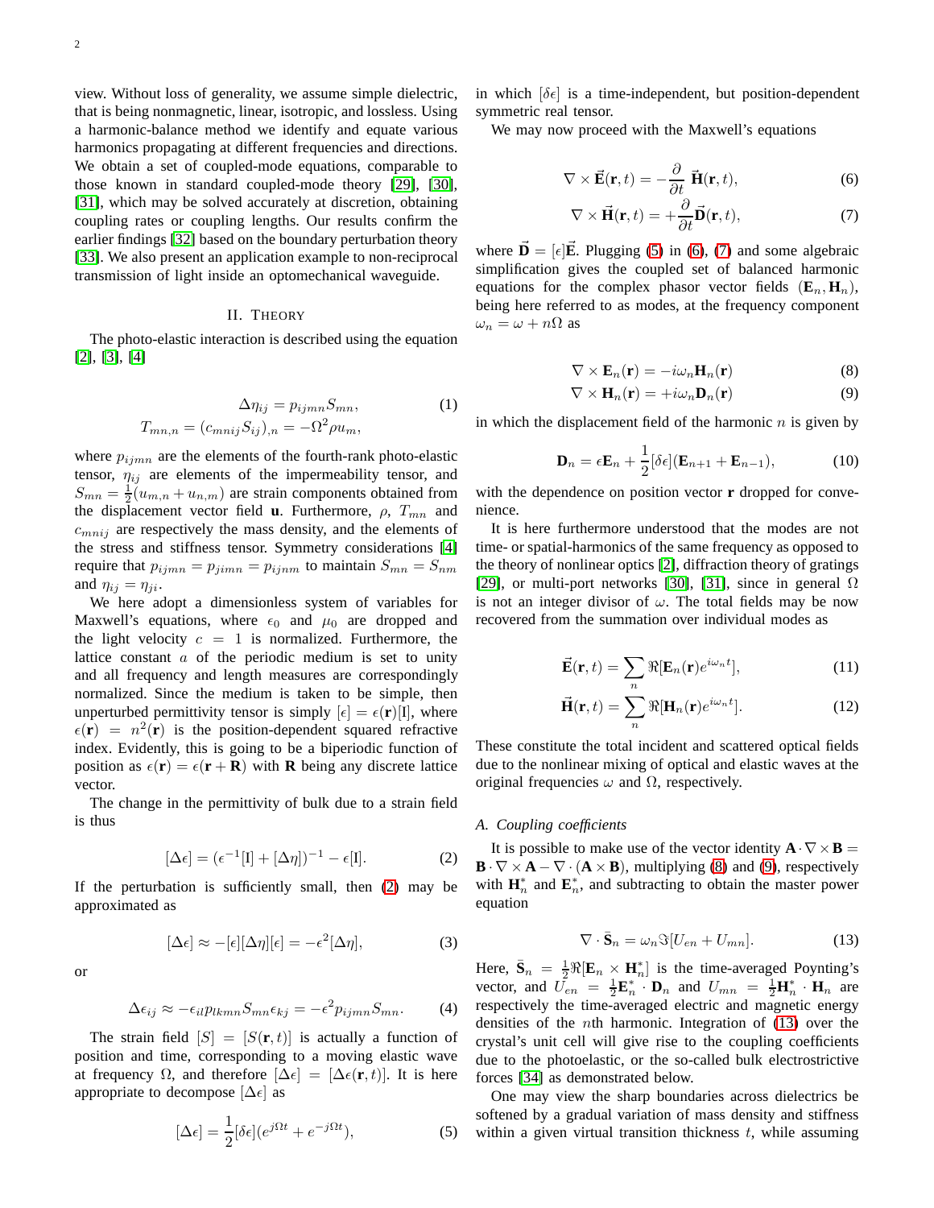view. Without loss of generality, we assume simple dielectric, that is being nonmagnetic, linear, isotropic, and lossless. Using a harmonic-balance method we identify and equate various harmonics propagating at different frequencies and directions. We obtain a set of coupled-mode equations, comparable to those known in standard coupled-mode theory [29], [30], [31], which may be solved accurately at discretion, obtaining coupling rates or coupling lengths. Our results confirm the earlier findings [32] based on the boundary perturbation theory [33]. We also present an application example to non-reciprocal transmission of light inside an optomechanical waveguide.

## II. Theory

The photo-elastic interaction is described using the equation [2], [3], [4]

$$
\begin{aligned}
\Delta\eta_{ij} &= p_{ijmn} S_{mn}, \\
T_{mn,n} = (c_{mnij} S_{ij})_{,n} &= -\Omega^2 \rho u_m,
\end{aligned}
\tag{1}
$$

where $p_{ijmn}$ are the elements of the fourth-rank photo-elastic tensor, $\eta_{ij}$ are elements of the impermeability tensor, and $S_{mn} = \frac{1}{2}(u_{m,n} + u_{n,m})$ are strain components obtained from the displacement vector field $\mathbf{u}$. Furthermore, $\rho$, $T_{mn}$ and $c_{mnij}$ are respectively the mass density, and the elements of the stress and stiffness tensor. Symmetry considerations [4] require that $p_{ijmn} = p_{jimn} = p_{ijnm}$ to maintain $S_{mn} = S_{nm}$ and $\eta_{ij} = \eta_{ji}$.

We here adopt a dimensionless system of variables for Maxwell's equations, where $\epsilon_0$ and $\mu_0$ are dropped and the light velocity $c = 1$ is normalized. Furthermore, the lattice constant $a$ of the periodic medium is set to unity and all frequency and length measures are correspondingly normalized. Since the medium is taken to be simple, then unperturbed permittivity tensor is simply $[\epsilon] = \epsilon(\mathbf{r})[\mathrm{I}]$, where $\epsilon(\mathbf{r}) = n^2(\mathbf{r})$ is the position-dependent squared refractive index. Evidently, this is going to be a biperiodic function of position as $\epsilon(\mathbf{r}) = \epsilon(\mathbf{r} + \mathbf{R})$ with $\mathbf{R}$ being any discrete lattice vector.

The change in the permittivity of bulk due to a strain field is thus

$$
[\Delta\epsilon] = (\epsilon^{-1}[\mathrm{I}] + [\Delta\eta])^{-1} - \epsilon[\mathrm{I}]. \tag{2}
$$

If the perturbation is sufficiently small, then (2) may be approximated as

$$
[\Delta\epsilon] \approx -[\epsilon][\Delta\eta][\epsilon] = -\epsilon^2[\Delta\eta], \tag{3}
$$

or

$$
\Delta\epsilon_{ij} \approx -\epsilon_{il} p_{lkmn} S_{mn} \epsilon_{kj} = -\epsilon^2 p_{ijmn} S_{mn}. \tag{4}
$$

The strain field $[S] = [S(\mathbf{r}, t)]$ is actually a function of position and time, corresponding to a moving elastic wave at frequency $\Omega$, and therefore $[\Delta\epsilon] = [\Delta\epsilon(\mathbf{r}, t)]$. It is here appropriate to decompose $[\Delta\epsilon]$ as

$$
[\Delta\epsilon] = \frac{1}{2}[\delta\epsilon](e^{j\Omega t} + e^{-j\Omega t}), \tag{5}
$$

in which $[\delta\epsilon]$ is a time-independent, but position-dependent symmetric real tensor.

We may now proceed with the Maxwell's equations

$$
\nabla \times \vec{\mathbf{E}}(\mathbf{r}, t) = -\frac{\partial}{\partial t}\vec{\mathbf{H}}(\mathbf{r}, t), \tag{6}
$$

$$
\nabla \times \vec{\mathbf{H}}(\mathbf{r}, t) = +\frac{\partial}{\partial t}\vec{\mathbf{D}}(\mathbf{r}, t), \tag{7}
$$

where $\vec{\mathbf{D}} = [\epsilon]\vec{\mathbf{E}}$. Plugging (5) in (6), (7) and some algebraic simplification gives the coupled set of balanced harmonic equations for the complex phasor vector fields $(\mathbf{E}_n, \mathbf{H}_n)$, being here referred to as modes, at the frequency component $\omega_n = \omega + n\Omega$ as

$$
\nabla \times \mathbf{E}_n(\mathbf{r}) = -i\omega_n \mathbf{H}_n(\mathbf{r}) \tag{8}
$$

$$
\nabla \times \mathbf{H}_n(\mathbf{r}) = +i\omega_n \mathbf{D}_n(\mathbf{r}) \tag{9}
$$

in which the displacement field of the harmonic $n$ is given by

$$
\mathbf{D}_n = \epsilon\mathbf{E}_n + \frac{1}{2}[\delta\epsilon](\mathbf{E}_{n+1} + \mathbf{E}_{n-1}), \tag{10}
$$

with the dependence on position vector $\mathbf{r}$ dropped for convenience.

It is here furthermore understood that the modes are not time- or spatial-harmonics of the same frequency as opposed to the theory of nonlinear optics [2], diffraction theory of gratings [29], or multi-port networks [30], [31], since in general $\Omega$ is not an integer divisor of $\omega$. The total fields may be now recovered from the summation over individual modes as

$$
\vec{\mathbf{E}}(\mathbf{r}, t) = \sum_n \Re[\mathbf{E}_n(\mathbf{r})e^{i\omega_n t}], \tag{11}
$$

$$
\vec{\mathbf{H}}(\mathbf{r}, t) = \sum_n \Re[\mathbf{H}_n(\mathbf{r})e^{i\omega_n t}]. \tag{12}
$$

These constitute the total incident and scattered optical fields due to the nonlinear mixing of optical and elastic waves at the original frequencies $\omega$ and $\Omega$, respectively.

### A. Coupling coefficients

It is possible to make use of the vector identity $\mathbf{A} \cdot \nabla \times \mathbf{B} = \mathbf{B} \cdot \nabla \times \mathbf{A} - \nabla \cdot (\mathbf{A} \times \mathbf{B})$, multiplying (8) and (9), respectively with $\mathbf{H}_n^*$ and $\mathbf{E}_n^*$, and subtracting to obtain the master power equation

$$
\nabla \cdot \bar{\mathbf{S}}_n = \omega_n \Im[U_{en} + U_{mn}]. \tag{13}
$$

Here, $\bar{\mathbf{S}}_n = \frac{1}{2}\Re[\mathbf{E}_n \times \mathbf{H}_n^*]$ is the time-averaged Poynting's vector, and $U_{en} = \frac{1}{2}\mathbf{E}_n^* \cdot \mathbf{D}_n$ and $U_{mn} = \frac{1}{2}\mathbf{H}_n^* \cdot \mathbf{H}_n$ are respectively the time-averaged electric and magnetic energy densities of the $n$th harmonic. Integration of (13) over the crystal's unit cell will give rise to the coupling coefficients due to the photoelastic, or the so-called bulk electrostrictive forces [34] as demonstrated below.

One may view the sharp boundaries across dielectrics be softened by a gradual variation of mass density and stiffness within a given virtual transition thickness $t$, while assuming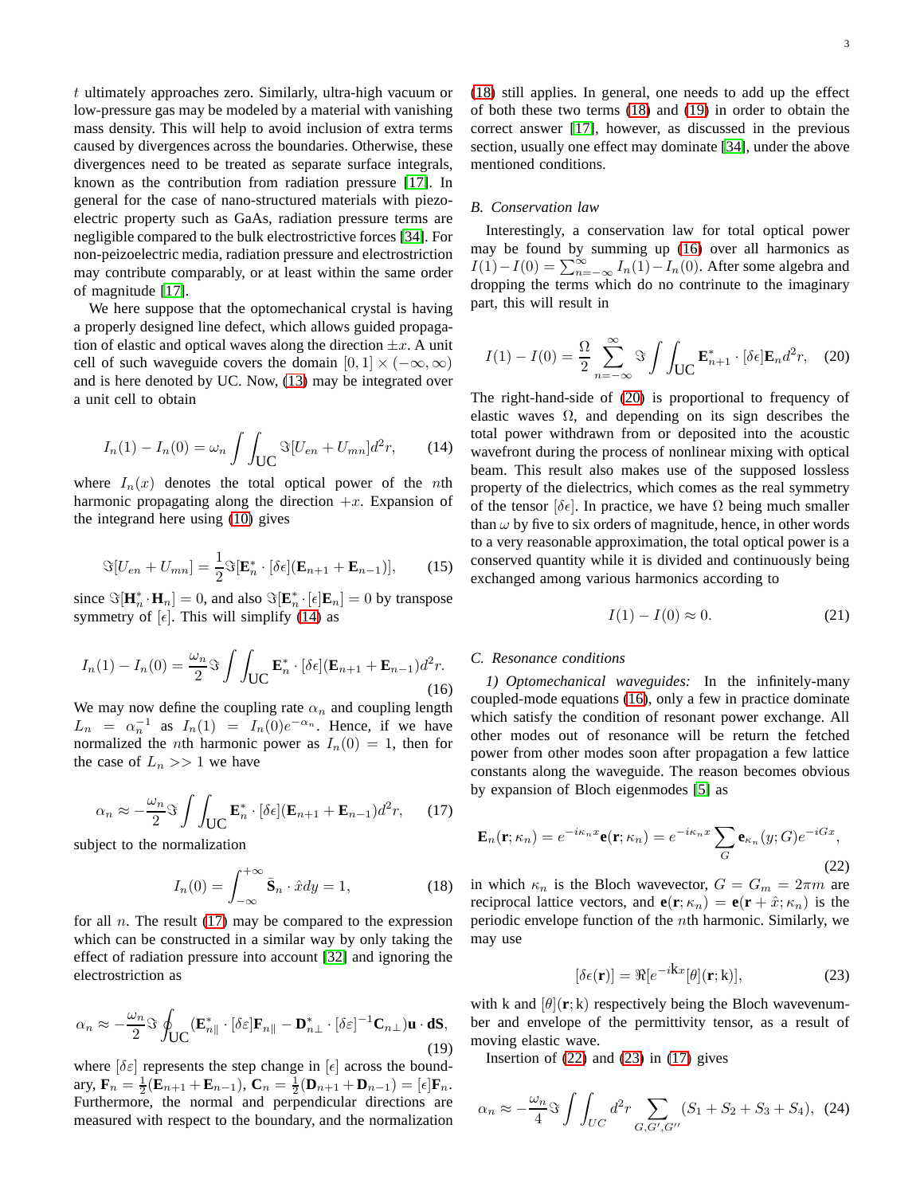$t$ ultimately approaches zero. Similarly, ultra-high vacuum or low-pressure gas may be modeled by a material with vanishing mass density. This will help to avoid inclusion of extra terms caused by divergences across the boundaries. Otherwise, these divergences need to be treated as separate surface integrals, known as the contribution from radiation pressure [17]. In general for the case of nano-structured materials with piezo-electric property such as GaAs, radiation pressure terms are negligible compared to the bulk electrostrictive forces [34]. For non-peizoelectric media, radiation pressure and electrostriction may contribute comparably, or at least within the same order of magnitude [17].

We here suppose that the optomechanical crystal is having a properly designed line defect, which allows guided propagation of elastic and optical waves along the direction $\pm x$. A unit cell of such waveguide covers the domain $[0,1]\times(-\infty,\infty)$ and is here denoted by UC. Now, (13) may be integrated over a unit cell to obtain

$$I_n(1) - I_n(0) = \omega_n \int\int_{\text{UC}} \Im[U_{en} + U_{mn}] d^2r, \qquad (14)$$

where $I_n(x)$ denotes the total optical power of the $n$th harmonic propagating along the direction $+x$. Expansion of the integrand here using (10) gives

$$\Im[U_{en} + U_{mn}] = \frac{1}{2}\Im[\mathbf{E}_n^* \cdot [\delta\epsilon](\mathbf{E}_{n+1} + \mathbf{E}_{n-1})], \qquad (15)$$

since $\Im[\mathbf{H}_n^* \cdot \mathbf{H}_n] = 0$, and also $\Im[\mathbf{E}_n^* \cdot [\epsilon]\mathbf{E}_n] = 0$ by transpose symmetry of $[\epsilon]$. This will simplify (14) as

$$I_n(1) - I_n(0) = \frac{\omega_n}{2}\Im \int\int_{\text{UC}} \mathbf{E}_n^* \cdot [\delta\epsilon](\mathbf{E}_{n+1} + \mathbf{E}_{n-1}) d^2r. \qquad (16)$$

We may now define the coupling rate $\alpha_n$ and coupling length $L_n = \alpha_n^{-1}$ as $I_n(1) = I_n(0)e^{-\alpha_n}$. Hence, if we have normalized the $n$th harmonic power as $I_n(0) = 1$, then for the case of $L_n >> 1$ we have

$$\alpha_n \approx -\frac{\omega_n}{2}\Im \int\int_{\text{UC}} \mathbf{E}_n^* \cdot [\delta\epsilon](\mathbf{E}_{n+1} + \mathbf{E}_{n-1}) d^2r, \qquad (17)$$

subject to the normalization

$$I_n(0) = \int_{-\infty}^{+\infty} \bar{\mathbf{S}}_n \cdot \hat{x} dy = 1, \qquad (18)$$

for all $n$. The result (17) may be compared to the expression which can be constructed in a similar way by only taking the effect of radiation pressure into account [32] and ignoring the electrostriction as

$$\alpha_n \approx -\frac{\omega_n}{2}\Im \oint_{\text{UC}} (\mathbf{E}_{n\parallel}^* \cdot [\delta\varepsilon]\mathbf{F}_{n\parallel} - \mathbf{D}_{n\perp}^* \cdot [\delta\varepsilon]^{-1}\mathbf{C}_{n\perp})\mathbf{u} \cdot \mathbf{dS}, \qquad (19)$$

where $[\delta\varepsilon]$ represents the step change in $[\epsilon]$ across the boundary, $\mathbf{F}_n = \frac{1}{2}(\mathbf{E}_{n+1} + \mathbf{E}_{n-1})$, $\mathbf{C}_n = \frac{1}{2}(\mathbf{D}_{n+1} + \mathbf{D}_{n-1}) = [\epsilon]\mathbf{F}_n$. Furthermore, the normal and perpendicular directions are measured with respect to the boundary, and the normalization (18) still applies. In general, one needs to add up the effect of both these two terms (18) and (19) in order to obtain the correct answer [17], however, as discussed in the previous section, usually one effect may dominate [34], under the above mentioned conditions.

## B. Conservation law

Interestingly, a conservation law for total optical power may be found by summing up (16) over all harmonics as $I(1) - I(0) = \sum_{n=-\infty}^{\infty} I_n(1) - I_n(0)$. After some algebra and dropping the terms which do no contrinute to the imaginary part, this will result in

$$I(1) - I(0) = \frac{\Omega}{2}\sum_{n=-\infty}^{\infty} \Im \int\int_{\text{UC}} \mathbf{E}_{n+1}^* \cdot [\delta\epsilon]\mathbf{E}_n d^2r, \qquad (20)$$

The right-hand-side of (20) is proportional to frequency of elastic waves $\Omega$, and depending on its sign describes the total power withdrawn from or deposited into the acoustic wavefront during the process of nonlinear mixing with optical beam. This result also makes use of the supposed lossless property of the dielectrics, which comes as the real symmetry of the tensor $[\delta\epsilon]$. In practice, we have $\Omega$ being much smaller than $\omega$ by five to six orders of magnitude, hence, in other words to a very reasonable approximation, the total optical power is a conserved quantity while it is divided and continuously being exchanged among various harmonics according to

$$I(1) - I(0) \approx 0. \qquad (21)$$

## C. Resonance conditions

*1) Optomechanical waveguides:* In the infinitely-many coupled-mode equations (16), only a few in practice dominate which satisfy the condition of resonant power exchange. All other modes out of resonance will be return the fetched power from other modes soon after propagation a few lattice constants along the waveguide. The reason becomes obvious by expansion of Bloch eigenmodes [5] as

$$\mathbf{E}_n(\mathbf{r};\kappa_n) = e^{-i\kappa_n x}\mathbf{e}(\mathbf{r};\kappa_n) = e^{-i\kappa_n x}\sum_G \mathbf{e}_{\kappa_n}(y;G)e^{-iGx}, \qquad (22)$$

in which $\kappa_n$ is the Bloch wavevector, $G = G_m = 2\pi m$ are reciprocal lattice vectors, and $\mathbf{e}(\mathbf{r};\kappa_n) = \mathbf{e}(\mathbf{r} + \hat{x};\kappa_n)$ is the periodic envelope function of the $n$th harmonic. Similarly, we may use

$$[\delta\epsilon(\mathbf{r})] = \Re[e^{-i\text{k}x}[\theta](\mathbf{r};\text{k})], \qquad (23)$$

with k and $[\theta](\mathbf{r};\text{k})$ respectively being the Bloch wavenumber and envelope of the permittivity tensor, as a result of moving elastic wave.

Insertion of (22) and (23) in (17) gives

$$\alpha_n \approx -\frac{\omega_n}{4}\Im \int\int_{UC} d^2r \sum_{G,G',G''} (S_1 + S_2 + S_3 + S_4), \qquad (24)$$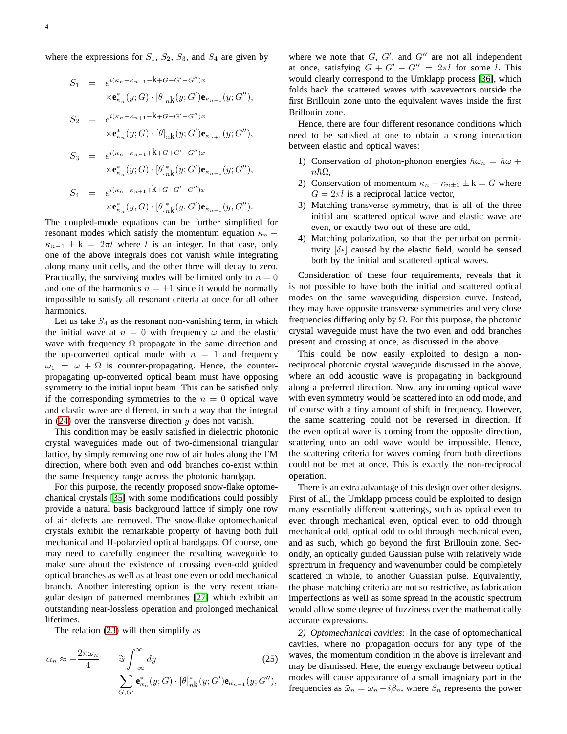where the expressions for $S_1$, $S_2$, $S_3$, and $S_4$ are given by

$$
\begin{aligned}
S_1 &= e^{i(\kappa_n-\kappa_{n-1}-\mathrm{k}+G-G'-G'')x} \\
&\times \mathbf{e}^*_{\kappa_n}(y;G)\cdot[\theta]_{n\mathrm{k}}(y;G')\mathbf{e}_{\kappa_{n-1}}(y;G''), \\
S_2 &= e^{i(\kappa_n-\kappa_{n+1}-\mathrm{k}+G-G'-G'')x} \\
&\times \mathbf{e}^*_{\kappa_n}(y;G)\cdot[\theta]_{n\mathrm{k}}(y;G')\mathbf{e}_{\kappa_{n+1}}(y;G''), \\
S_3 &= e^{i(\kappa_n-\kappa_{n-1}+\mathrm{k}+G+G'-G'')x} \\
&\times \mathbf{e}^*_{\kappa_n}(y;G)\cdot[\theta]^*_{n\mathrm{k}}(y;G')\mathbf{e}_{\kappa_{n-1}}(y;G''), \\
S_4 &= e^{i(\kappa_n-\kappa_{n+1}+\mathrm{k}+G+G'-G'')x} \\
&\times \mathbf{e}^*_{\kappa_n}(y;G)\cdot[\theta]^*_{n\mathrm{k}}(y;G')\mathbf{e}_{\kappa_{n-1}}(y;G'').
\end{aligned}
$$

The coupled-mode equations can be further simplified for resonant modes which satisfy the momentum equation $\kappa_n - \kappa_{n-1} \pm \mathrm{k} = 2\pi l$ where $l$ is an integer. In that case, only one of the above integrals does not vanish while integrating along many unit cells, and the other three will decay to zero. Practically, the surviving modes will be limited only to $n = 0$ and one of the harmonics $n = \pm 1$ since it would be normally impossible to satisfy all resonant criteria at once for all other harmonics.

Let us take $S_4$ as the resonant non-vanishing term, in which the initial wave at $n = 0$ with frequency $\omega$ and the elastic wave with frequency $\Omega$ propagate in the same direction and the up-converted optical mode with $n = 1$ and frequency $\omega_1 = \omega + \Omega$ is counter-propagating. Hence, the counter-propagating up-converted optical beam must have opposing symmetry to the initial input beam. This can be satisfied only if the corresponding symmetries to the $n = 0$ optical wave and elastic wave are different, in such a way that the integral in (24) over the transverse direction $y$ does not vanish.

This condition may be easily satisfied in dielectric photonic crystal waveguides made out of two-dimensional triangular lattice, by simply removing one row of air holes along the ΓM direction, where both even and odd branches co-exist within the same frequency range across the photonic bandgap.

For this purpose, the recently proposed snow-flake optomechanical crystals [35] with some modifications could possibly provide a natural basis background lattice if simply one row of air defects are removed. The snow-flake optomechanical crystals exhibit the remarkable property of having both full mechanical and H-polarzied optical bandgaps. Of course, one may need to carefully engineer the resulting waveguide to make sure about the existence of crossing even-odd guided optical branches as well as at least one even or odd mechanical branch. Another interesting option is the very recent triangular design of patterned membranes [27] which exhibit an outstanding near-lossless operation and prolonged mechanical lifetimes.

The relation (23) will then simplify as

$$
\alpha_n \approx -\frac{2\pi\omega_n}{4} \qquad \Im\int_{-\infty}^{\infty}dy \sum_{G,G'} \mathbf{e}^*_{\kappa_n}(y;G)\cdot[\theta]^*_{n\mathrm{k}}(y;G')\mathbf{e}_{\kappa_{n-1}}(y;G''), \tag{25}
$$

where we note that $G$, $G'$, and $G''$ are not all independent at once, satisfying $G + G' - G'' = 2\pi l$ for some $l$. This would clearly correspond to the Umklapp process [36], which folds back the scattered waves with wavevectors outside the first Brillouin zone unto the equivalent waves inside the first Brillouin zone.

Hence, there are four different resonance conditions which need to be satisfied at one to obtain a strong interaction between elastic and optical waves:

1) Conservation of photon-phonon energies $\hbar\omega_n = \hbar\omega + n\hbar\Omega$,
2) Conservation of momentum $\kappa_n - \kappa_{n\pm1} \pm \mathrm{k} = G$ where $G = 2\pi l$ is a reciprocal lattice vector,
3) Matching transverse symmetry, that is all of the three initial and scattered optical wave and elastic wave are even, or exactly two out of these are odd,
4) Matching polarization, so that the perturbation permittivity $[\delta\epsilon]$ caused by the elastic field, would be sensed both by the initial and scattered optical waves.

Consideration of these four requirements, reveals that it is not possible to have both the initial and scattered optical modes on the same waveguiding dispersion curve. Instead, they may have opposite transverse symmetries and very close frequencies differing only by $\Omega$. For this purpose, the photonic crystal waveguide must have the two even and odd branches present and crossing at once, as discussed in the above.

This could be now easily exploited to design a non-reciprocal photonic crystal waveguide discussed in the above, where an odd acoustic wave is propagating in background along a preferred direction. Now, any incoming optical wave with even symmetry would be scattered into an odd mode, and of course with a tiny amount of shift in frequency. However, the same scattering could not be reversed in direction. If the even optical wave is coming from the opposite direction, scattering unto an odd wave would be impossible. Hence, the scattering criteria for waves coming from both directions could not be met at once. This is exactly the non-reciprocal operation.

There is an extra advantage of this design over other designs. First of all, the Umklapp process could be exploited to design many essentially different scatterings, such as optical even to even through mechanical even, optical even to odd through mechanical odd, optical odd to odd through mechanical even, and as such, which go beyond the first Brillouin zone. Secondly, an optically guided Gaussian pulse with relatively wide sprectrum in frequency and wavenumber could be completely scattered in whole, to another Guassian pulse. Equivalently, the phase matching criteria are not so restrictive, as fabrication imperfections as well as some spread in the acoustic spectrum would allow some degree of fuzziness over the mathematically accurate expressions.

*2) Optomechanical cavities:* In the case of optomechanical cavities, where no propagation occurs for any type of the waves, the momentum condition in the above is irrelevant and may be dismissed. Here, the energy exchange between optical modes will cause appearance of a small imagniary part in the frequencies as $\tilde{\omega}_n = \omega_n + i\beta_n$, where $\beta_n$ represents the power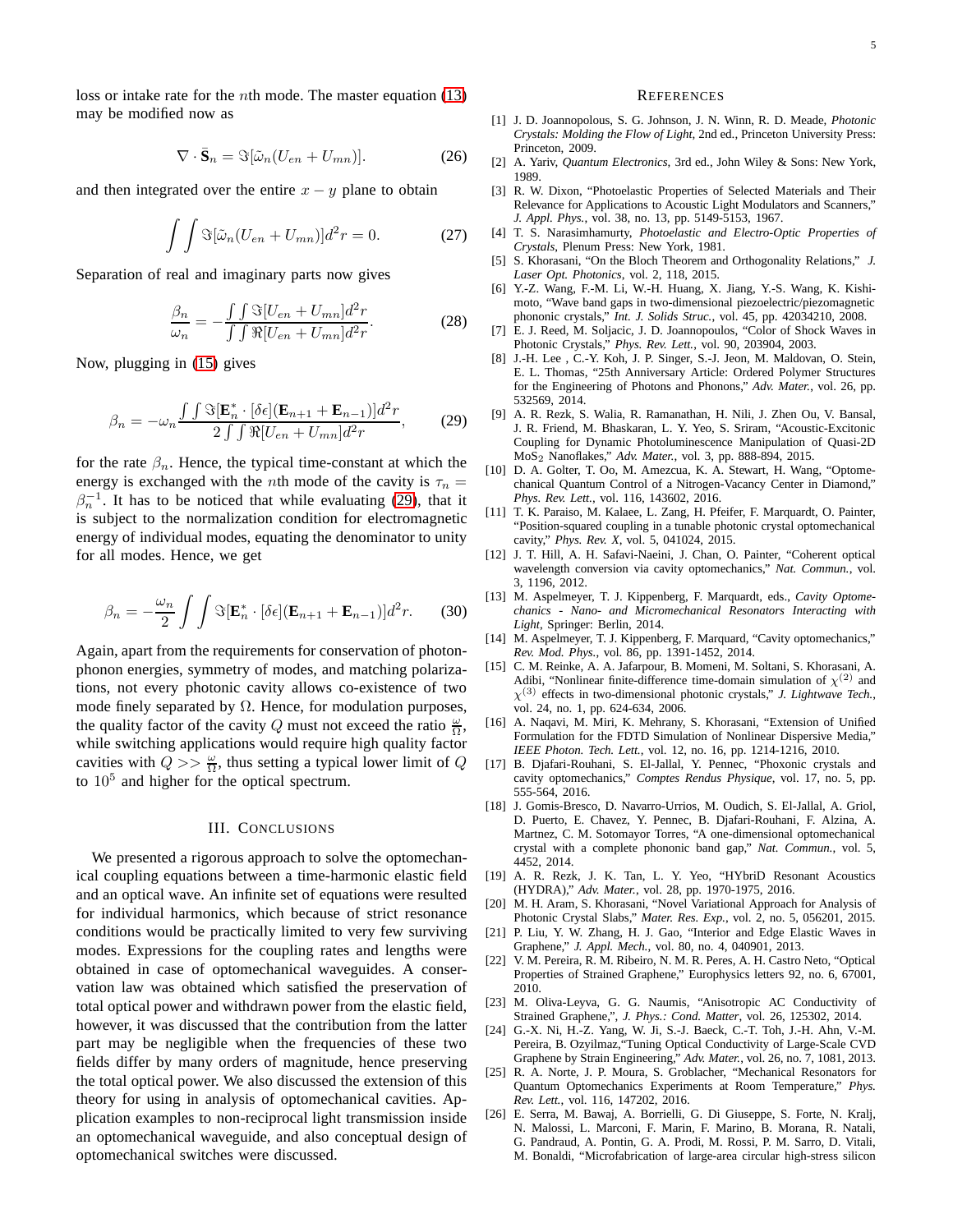loss or intake rate for the $n$th mode. The master equation (13) may be modified now as

$$\nabla \cdot \bar{\mathbf{S}}_n = \Im[\tilde{\omega}_n(U_{en} + U_{mn})]. \tag{26}$$

and then integrated over the entire $x-y$ plane to obtain

$$\int\int \Im[\tilde{\omega}_n(U_{en} + U_{mn})]d^2r = 0. \tag{27}$$

Separation of real and imaginary parts now gives

$$\frac{\beta_n}{\omega_n} = -\frac{\int\int \Im[U_{en} + U_{mn}]d^2r}{\int\int \Re[U_{en} + U_{mn}]d^2r}. \tag{28}$$

Now, plugging in (15) gives

$$\beta_n = -\omega_n \frac{\int\int \Im[\mathbf{E}_n^* \cdot [\delta\epsilon](\mathbf{E}_{n+1} + \mathbf{E}_{n-1})]d^2r}{2\int\int \Re[U_{en} + U_{mn}]d^2r}, \tag{29}$$

for the rate $\beta_n$. Hence, the typical time-constant at which the energy is exchanged with the $n$th mode of the cavity is $\tau_n = \beta_n^{-1}$. It has to be noticed that while evaluating (29), that it is subject to the normalization condition for electromagnetic energy of individual modes, equating the denominator to unity for all modes. Hence, we get

$$\beta_n = -\frac{\omega_n}{2}\int\int \Im[\mathbf{E}_n^* \cdot [\delta\epsilon](\mathbf{E}_{n+1} + \mathbf{E}_{n-1})]d^2r. \tag{30}$$

Again, apart from the requirements for conservation of photon-phonon energies, symmetry of modes, and matching polarizations, not every photonic cavity allows co-existence of two mode finely separated by $\Omega$. Hence, for modulation purposes, the quality factor of the cavity $Q$ must not exceed the ratio $\frac{\omega}{\Omega}$, while switching applications would require high quality factor cavities with $Q >> \frac{\omega}{\Omega}$, thus setting a typical lower limit of $Q$ to $10^5$ and higher for the optical spectrum.

## III. Conclusions

We presented a rigorous approach to solve the optomechanical coupling equations between a time-harmonic elastic field and an optical wave. An infinite set of equations were resulted for individual harmonics, which because of strict resonance conditions would be practically limited to very few surviving modes. Expressions for the coupling rates and lengths were obtained in case of optomechanical waveguides. A conservation law was obtained which satisfied the preservation of total optical power and withdrawn power from the elastic field, however, it was discussed that the contribution from the latter part may be negligible when the frequencies of these two fields differ by many orders of magnitude, hence preserving the total optical power. We also discussed the extension of this theory for using in analysis of optomechanical cavities. Application examples to non-reciprocal light transmission inside an optomechanical waveguide, and also conceptual design of optomechanical switches were discussed.

## References

[1] J. D. Joannopolous, S. G. Johnson, J. N. Winn, R. D. Meade, *Photonic Crystals: Molding the Flow of Light*, 2nd ed., Princeton University Press: Princeton, 2009.

[2] A. Yariv, *Quantum Electronics*, 3rd ed., John Wiley & Sons: New York, 1989.

[3] R. W. Dixon, "Photoelastic Properties of Selected Materials and Their Relevance for Applications to Acoustic Light Modulators and Scanners," *J. Appl. Phys.*, vol. 38, no. 13, pp. 5149-5153, 1967.

[4] T. S. Narasimhamurty, *Photoelastic and Electro-Optic Properties of Crystals*, Plenum Press: New York, 1981.

[5] S. Khorasani, "On the Bloch Theorem and Orthogonality Relations," *J. Laser Opt. Photonics*, vol. 2, 118, 2015.

[6] Y.-Z. Wang, F.-M. Li, W.-H. Huang, X. Jiang, Y.-S. Wang, K. Kishimoto, "Wave band gaps in two-dimensional piezoelectric/piezomagnetic phononic crystals," *Int. J. Solids Struc.*, vol. 45, pp. 42034210, 2008.

[7] E. J. Reed, M. Soljacic, J. D. Joannopoulos, "Color of Shock Waves in Photonic Crystals," *Phys. Rev. Lett.*, vol. 90, 203904, 2003.

[8] J.-H. Lee , C.-Y. Koh, J. P. Singer, S.-J. Jeon, M. Maldovan, O. Stein, E. L. Thomas, "25th Anniversary Article: Ordered Polymer Structures for the Engineering of Photons and Phonons," *Adv. Mater.*, vol. 26, pp. 532569, 2014.

[9] A. R. Rezk, S. Walia, R. Ramanathan, H. Nili, J. Zhen Ou, V. Bansal, J. R. Friend, M. Bhaskaran, L. Y. Yeo, S. Sriram, "Acoustic-Excitonic Coupling for Dynamic Photoluminescence Manipulation of Quasi-2D $MoS_2$ Nanoflakes," *Adv. Mater.*, vol. 3, pp. 888-894, 2015.

[10] D. A. Golter, T. Oo, M. Amezcua, K. A. Stewart, H. Wang, "Optomechanical Quantum Control of a Nitrogen-Vacancy Center in Diamond," *Phys. Rev. Lett.*, vol. 116, 143602, 2016.

[11] T. K. Paraiso, M. Kalaee, L. Zang, H. Pfeifer, F. Marquardt, O. Painter, "Position-squared coupling in a tunable photonic crystal optomechanical cavity," *Phys. Rev. X*, vol. 5, 041024, 2015.

[12] J. T. Hill, A. H. Safavi-Naeini, J. Chan, O. Painter, "Coherent optical wavelength conversion via cavity optomechanics," *Nat. Commun.*, vol. 3, 1196, 2012.

[13] M. Aspelmeyer, T. J. Kippenberg, F. Marquardt, eds., *Cavity Optomechanics - Nano- and Micromechanical Resonators Interacting with Light*, Springer: Berlin, 2014.

[14] M. Aspelmeyer, T. J. Kippenberg, F. Marquard, "Cavity optomechanics," *Rev. Mod. Phys.*, vol. 86, pp. 1391-1452, 2014.

[15] C. M. Reinke, A. A. Jafarpour, B. Momeni, M. Soltani, S. Khorasani, A. Adibi, "Nonlinear finite-difference time-domain simulation of $\chi^{(2)}$ and $\chi^{(3)}$ effects in two-dimensional photonic crystals," *J. Lightwave Tech.*, vol. 24, no. 1, pp. 624-634, 2006.

[16] A. Naqavi, M. Miri, K. Mehrany, S. Khorasani, "Extension of Unified Formulation for the FDTD Simulation of Nonlinear Dispersive Media," *IEEE Photon. Tech. Lett.*, vol. 12, no. 16, pp. 1214-1216, 2010.

[17] B. Djafari-Rouhani, S. El-Jallal, Y. Pennec, "Phoxonic crystals and cavity optomechanics," *Comptes Rendus Physique*, vol. 17, no. 5, pp. 555-564, 2016.

[18] J. Gomis-Bresco, D. Navarro-Urrios, M. Oudich, S. El-Jallal, A. Griol, D. Puerto, E. Chavez, Y. Pennec, B. Djafari-Rouhani, F. Alzina, A. Martnez, C. M. Sotomayor Torres, "A one-dimensional optomechanical crystal with a complete phononic band gap," *Nat. Commun.*, vol. 5, 4452, 2014.

[19] A. R. Rezk, J. K. Tan, L. Y. Yeo, "HYbriD Resonant Acoustics (HYDRA)," *Adv. Mater.*, vol. 28, pp. 1970-1975, 2016.

[20] M. H. Aram, S. Khorasani, "Novel Variational Approach for Analysis of Photonic Crystal Slabs," *Mater. Res. Exp.*, vol. 2, no. 5, 056201, 2015.

[21] P. Liu, Y. W. Zhang, H. J. Gao, "Interior and Edge Elastic Waves in Graphene," *J. Appl. Mech.*, vol. 80, no. 4, 040901, 2013.

[22] V. M. Pereira, R. M. Ribeiro, N. M. R. Peres, A. H. Castro Neto, "Optical Properties of Strained Graphene," Europhysics letters 92, no. 6, 67001, 2010.

[23] M. Oliva-Leyva, G. G. Naumis, "Anisotropic AC Conductivity of Strained Graphene,", *J. Phys.: Cond. Matter*, vol. 26, 125302, 2014.

[24] G.-X. Ni, H.-Z. Yang, W. Ji, S.-J. Baeck, C.-T. Toh, J.-H. Ahn, V.-M. Pereira, B. Ozyilmaz,"Tuning Optical Conductivity of Large-Scale CVD Graphene by Strain Engineering," *Adv. Mater.*, vol. 26, no. 7, 1081, 2013.

[25] R. A. Norte, J. P. Moura, S. Groblacher, "Mechanical Resonators for Quantum Optomechanics Experiments at Room Temperature," *Phys. Rev. Lett.*, vol. 116, 147202, 2016.

[26] E. Serra, M. Bawaj, A. Borrielli, G. Di Giuseppe, S. Forte, N. Kralj, N. Malossi, L. Marconi, F. Marin, F. Marino, B. Morana, R. Natali, G. Pandraud, A. Pontin, G. A. Prodi, M. Rossi, P. M. Sarro, D. Vitali, M. Bonaldi, "Microfabrication of large-area circular high-stress silicon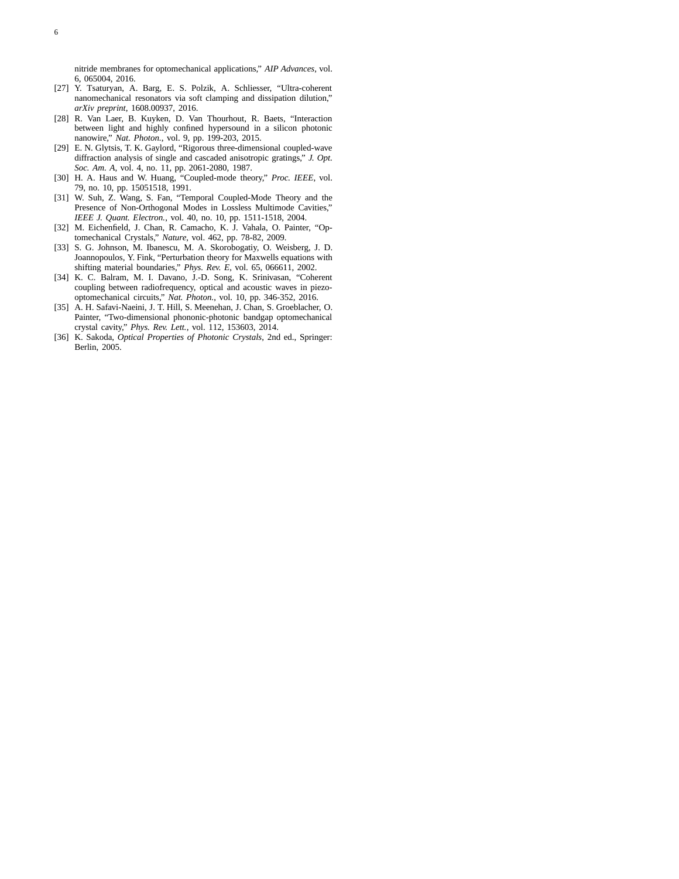nitride membranes for optomechanical applications," *AIP Advances*, vol. 6, 065004, 2016.

[27] Y. Tsaturyan, A. Barg, E. S. Polzik, A. Schliesser, "Ultra-coherent nanomechanical resonators via soft clamping and dissipation dilution," *arXiv preprint*, 1608.00937, 2016.

[28] R. Van Laer, B. Kuyken, D. Van Thourhout, R. Baets, "Interaction between light and highly confined hypersound in a silicon photonic nanowire," *Nat. Photon.*, vol. 9, pp. 199-203, 2015.

[29] E. N. Glytsis, T. K. Gaylord, "Rigorous three-dimensional coupled-wave diffraction analysis of single and cascaded anisotropic gratings," *J. Opt. Soc. Am. A*, vol. 4, no. 11, pp. 2061-2080, 1987.

[30] H. A. Haus and W. Huang, "Coupled-mode theory," *Proc. IEEE*, vol. 79, no. 10, pp. 15051518, 1991.

[31] W. Suh, Z. Wang, S. Fan, "Temporal Coupled-Mode Theory and the Presence of Non-Orthogonal Modes in Lossless Multimode Cavities," *IEEE J. Quant. Electron.*, vol. 40, no. 10, pp. 1511-1518, 2004.

[32] M. Eichenfield, J. Chan, R. Camacho, K. J. Vahala, O. Painter, "Optomechanical Crystals," *Nature*, vol. 462, pp. 78-82, 2009.

[33] S. G. Johnson, M. Ibanescu, M. A. Skorobogatiy, O. Weisberg, J. D. Joannopoulos, Y. Fink, "Perturbation theory for Maxwells equations with shifting material boundaries," *Phys. Rev. E*, vol. 65, 066611, 2002.

[34] K. C. Balram, M. I. Davano, J.-D. Song, K. Srinivasan, "Coherent coupling between radiofrequency, optical and acoustic waves in piezo-optomechanical circuits," *Nat. Photon.*, vol. 10, pp. 346-352, 2016.

[35] A. H. Safavi-Naeini, J. T. Hill, S. Meenehan, J. Chan, S. Groeblacher, O. Painter, "Two-dimensional phononic-photonic bandgap optomechanical crystal cavity," *Phys. Rev. Lett.*, vol. 112, 153603, 2014.

[36] K. Sakoda, *Optical Properties of Photonic Crystals*, 2nd ed., Springer: Berlin, 2005.